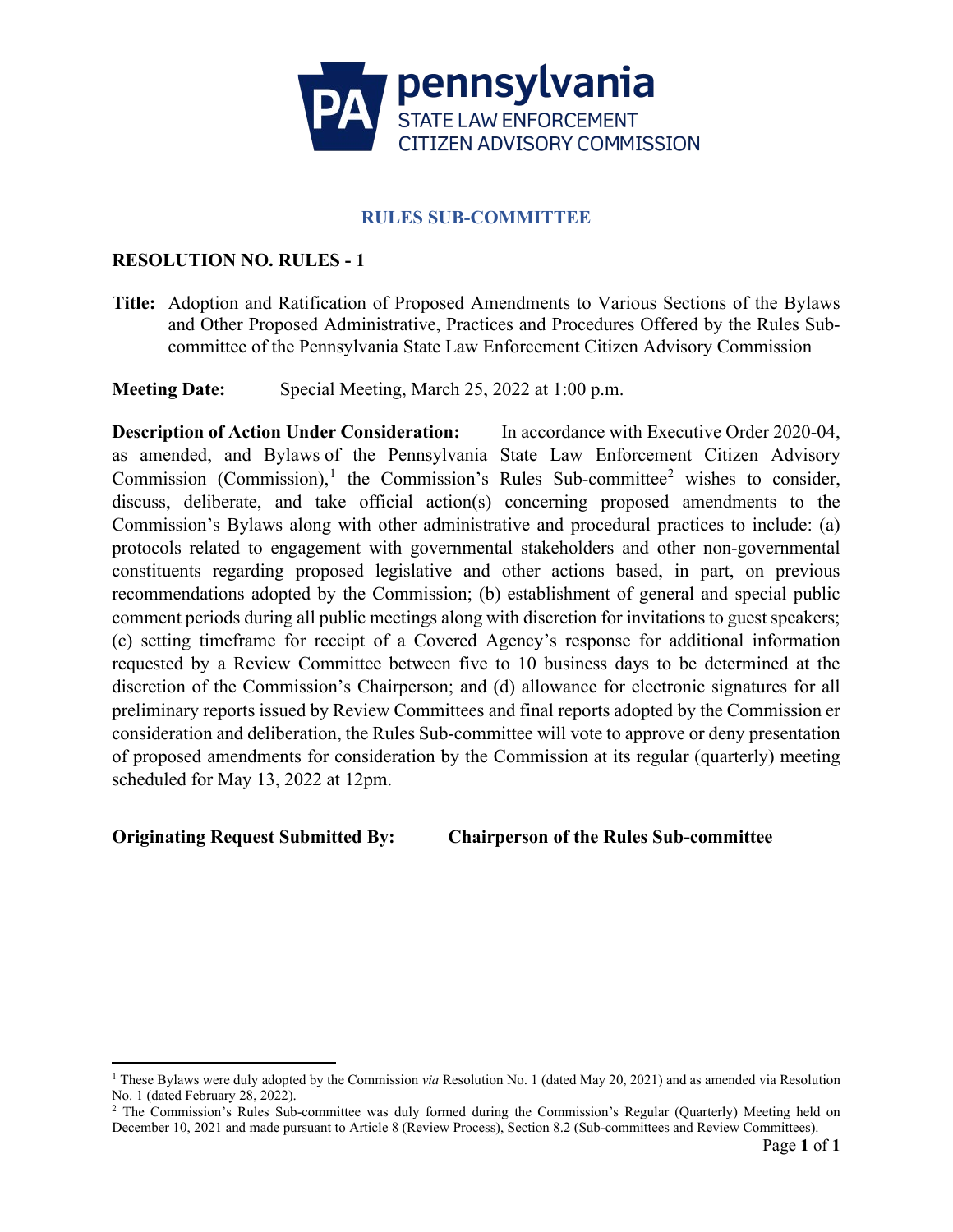pennsylvania
STATE LAW ENFORCEMENT
CITIZEN ADVISORY COMMISSION

## RULES SUB-COMMITTEE

**RESOLUTION NO. RULES - 1**

**Title:** Adoption and Ratification of Proposed Amendments to Various Sections of the Bylaws and Other Proposed Administrative, Practices and Procedures Offered by the Rules Sub-committee of the Pennsylvania State Law Enforcement Citizen Advisory Commission

**Meeting Date:** Special Meeting, March 25, 2022 at 1:00 p.m.

**Description of Action Under Consideration:** In accordance with Executive Order 2020-04, as amended, and Bylaws of the Pennsylvania State Law Enforcement Citizen Advisory Commission (Commission),[1] the Commission's Rules Sub-committee[2] wishes to consider, discuss, deliberate, and take official action(s) concerning proposed amendments to the Commission's Bylaws along with other administrative and procedural practices to include: (a) protocols related to engagement with governmental stakeholders and other non-governmental constituents regarding proposed legislative and other actions based, in part, on previous recommendations adopted by the Commission; (b) establishment of general and special public comment periods during all public meetings along with discretion for invitations to guest speakers; (c) setting timeframe for receipt of a Covered Agency's response for additional information requested by a Review Committee between five to 10 business days to be determined at the discretion of the Commission's Chairperson; and (d) allowance for electronic signatures for all preliminary reports issued by Review Committees and final reports adopted by the Commission er consideration and deliberation, the Rules Sub-committee will vote to approve or deny presentation of proposed amendments for consideration by the Commission at its regular (quarterly) meeting scheduled for May 13, 2022 at 12pm.

**Originating Request Submitted By: Chairperson of the Rules Sub-committee**

---

[1] These Bylaws were duly adopted by the Commission *via* Resolution No. 1 (dated May 20, 2021) and as amended via Resolution No. 1 (dated February 28, 2022).

[2] The Commission's Rules Sub-committee was duly formed during the Commission's Regular (Quarterly) Meeting held on December 10, 2021 and made pursuant to Article 8 (Review Process), Section 8.2 (Sub-committees and Review Committees).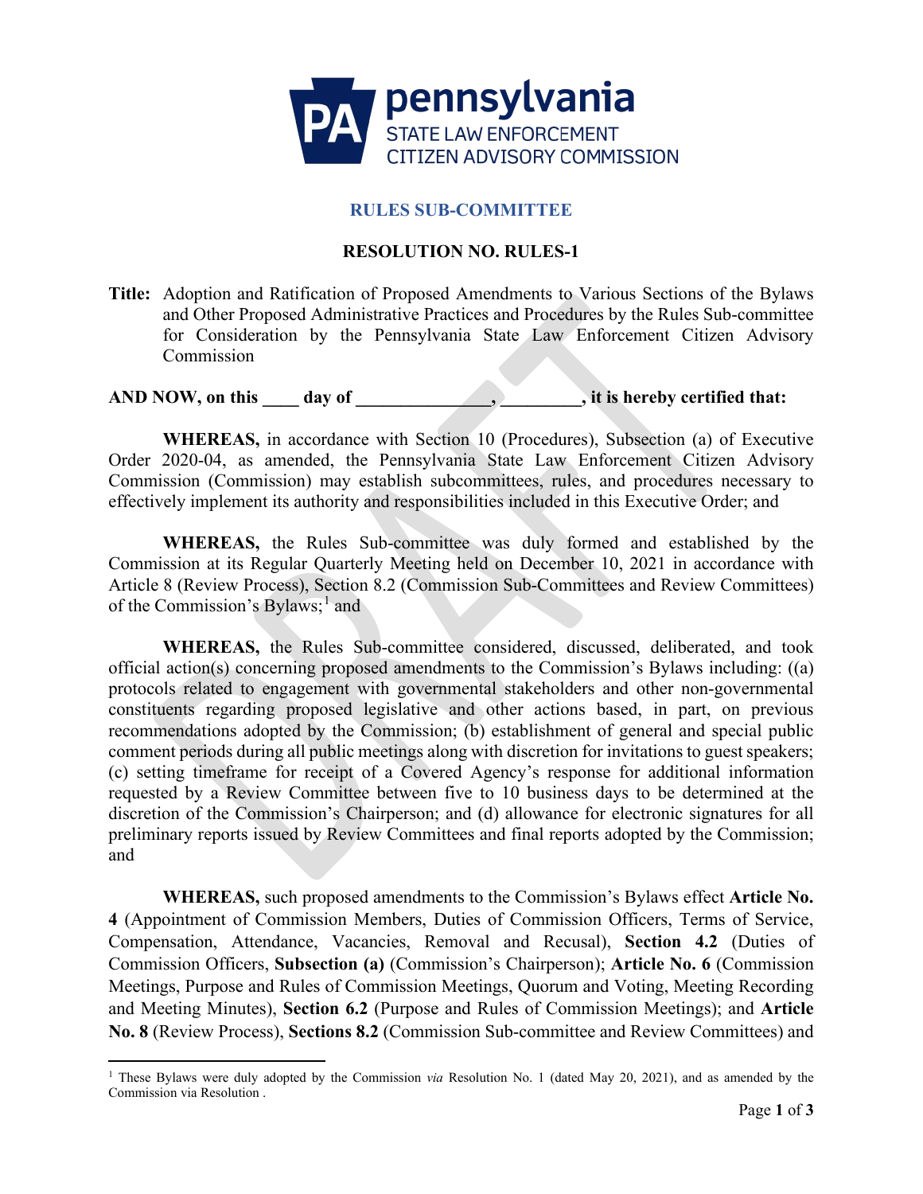**RULES SUB-COMMITTEE**

**RESOLUTION NO. RULES-1**

**Title:** Adoption and Ratification of Proposed Amendments to Various Sections of the Bylaws and Other Proposed Administrative Practices and Procedures by the Rules Sub-committee for Consideration by the Pennsylvania State Law Enforcement Citizen Advisory Commission

**AND NOW, on this ____ day of _______________, _________, it is hereby certified that:**

**WHEREAS,** in accordance with Section 10 (Procedures), Subsection (a) of Executive Order 2020-04, as amended, the Pennsylvania State Law Enforcement Citizen Advisory Commission (Commission) may establish subcommittees, rules, and procedures necessary to effectively implement its authority and responsibilities included in this Executive Order; and

**WHEREAS,** the Rules Sub-committee was duly formed and established by the Commission at its Regular Quarterly Meeting held on December 10, 2021 in accordance with Article 8 (Review Process), Section 8.2 (Commission Sub-Committees and Review Committees) of the Commission's Bylaws;[1] and

**WHEREAS,** the Rules Sub-committee considered, discussed, deliberated, and took official action(s) concerning proposed amendments to the Commission's Bylaws including: ((a) protocols related to engagement with governmental stakeholders and other non-governmental constituents regarding proposed legislative and other actions based, in part, on previous recommendations adopted by the Commission; (b) establishment of general and special public comment periods during all public meetings along with discretion for invitations to guest speakers; (c) setting timeframe for receipt of a Covered Agency's response for additional information requested by a Review Committee between five to 10 business days to be determined at the discretion of the Commission's Chairperson; and (d) allowance for electronic signatures for all preliminary reports issued by Review Committees and final reports adopted by the Commission; and

**WHEREAS,** such proposed amendments to the Commission's Bylaws effect **Article No. 4** (Appointment of Commission Members, Duties of Commission Officers, Terms of Service, Compensation, Attendance, Vacancies, Removal and Recusal), **Section 4.2** (Duties of Commission Officers, **Subsection (a)** (Commission's Chairperson); **Article No. 6** (Commission Meetings, Purpose and Rules of Commission Meetings, Quorum and Voting, Meeting Recording and Meeting Minutes), **Section 6.2** (Purpose and Rules of Commission Meetings); and **Article No. 8** (Review Process), **Sections 8.2** (Commission Sub-committee and Review Committees) and

[1] These Bylaws were duly adopted by the Commission *via* Resolution No. 1 (dated May 20, 2021), and as amended by the Commission via Resolution .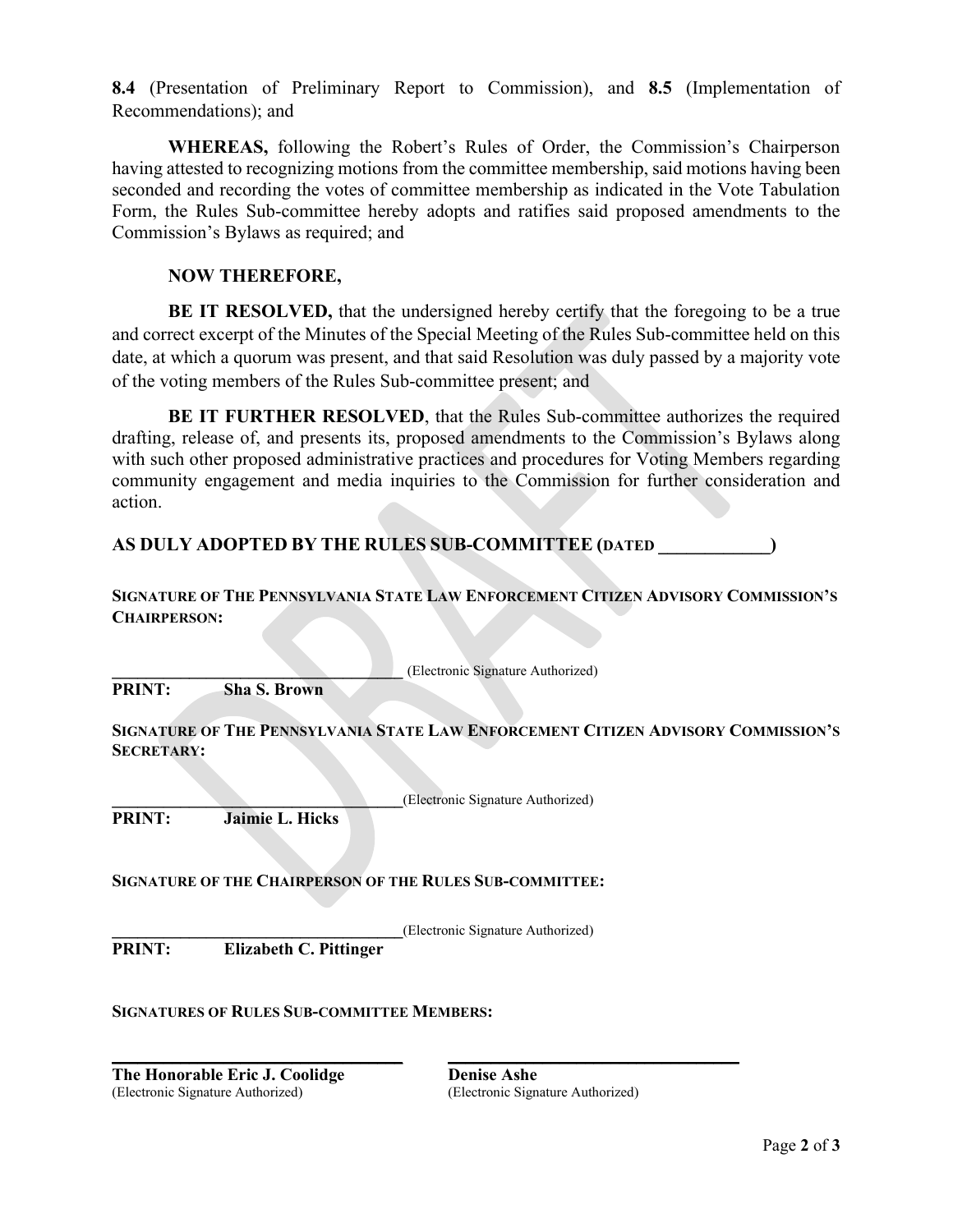**8.4** (Presentation of Preliminary Report to Commission), and **8.5** (Implementation of Recommendations); and

**WHEREAS,** following the Robert's Rules of Order, the Commission's Chairperson having attested to recognizing motions from the committee membership, said motions having been seconded and recording the votes of committee membership as indicated in the Vote Tabulation Form, the Rules Sub-committee hereby adopts and ratifies said proposed amendments to the Commission's Bylaws as required; and

**NOW THEREFORE,**

**BE IT RESOLVED,** that the undersigned hereby certify that the foregoing to be a true and correct excerpt of the Minutes of the Special Meeting of the Rules Sub-committee held on this date, at which a quorum was present, and that said Resolution was duly passed by a majority vote of the voting members of the Rules Sub-committee present; and

**BE IT FURTHER RESOLVED**, that the Rules Sub-committee authorizes the required drafting, release of, and presents its, proposed amendments to the Commission's Bylaws along with such other proposed administrative practices and procedures for Voting Members regarding community engagement and media inquiries to the Commission for further consideration and action.

**AS DULY ADOPTED BY THE RULES SUB-COMMITTEE (DATED ____________)**

**SIGNATURE OF THE PENNSYLVANIA STATE LAW ENFORCEMENT CITIZEN ADVISORY COMMISSION'S CHAIRPERSON:**

___________________________________ (Electronic Signature Authorized)
**PRINT: Sha S. Brown**

**SIGNATURE OF THE PENNSYLVANIA STATE LAW ENFORCEMENT CITIZEN ADVISORY COMMISSION'S SECRETARY:**

___________________________________(Electronic Signature Authorized)
**PRINT: Jaimie L. Hicks**

**SIGNATURE OF THE CHAIRPERSON OF THE RULES SUB-COMMITTEE:**

___________________________________(Electronic Signature Authorized)
**PRINT: Elizabeth C. Pittinger**

**SIGNATURES OF RULES SUB-COMMITTEE MEMBERS:**

___________________________________
**The Honorable Eric J. Coolidge**
(Electronic Signature Authorized)

___________________________________
**Denise Ashe**
(Electronic Signature Authorized)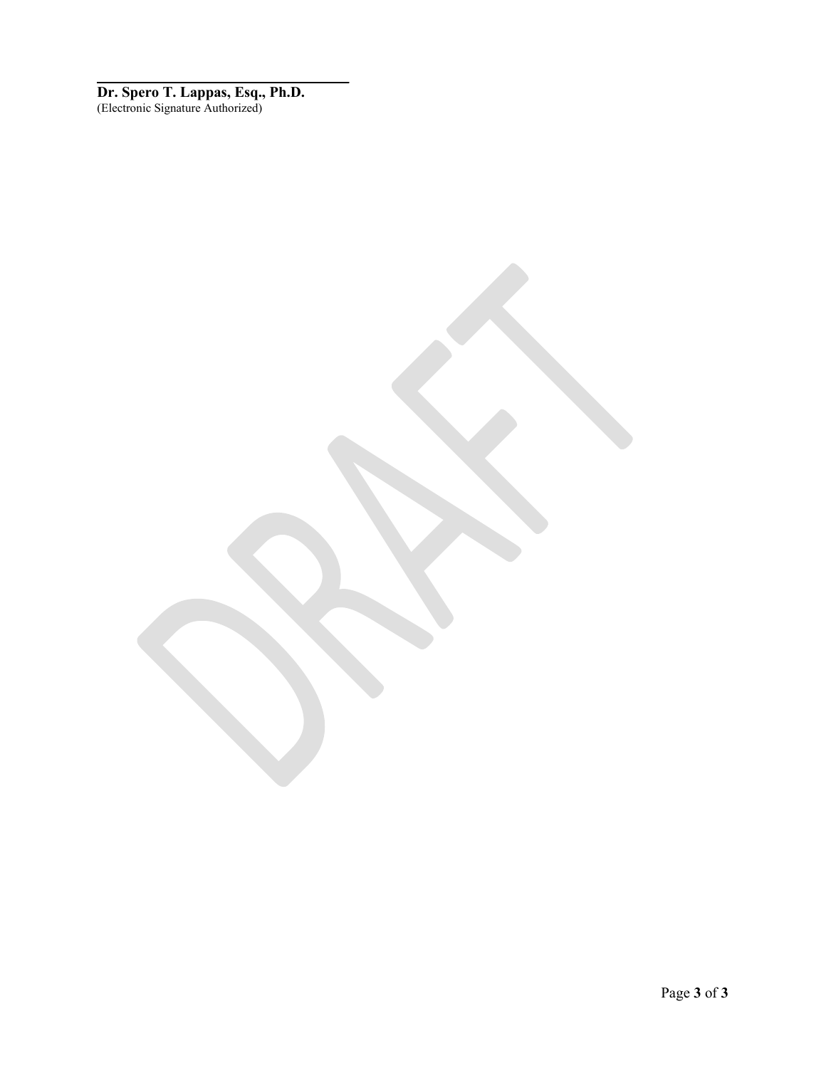**Dr. Spero T. Lappas, Esq., Ph.D.**
(Electronic Signature Authorized)